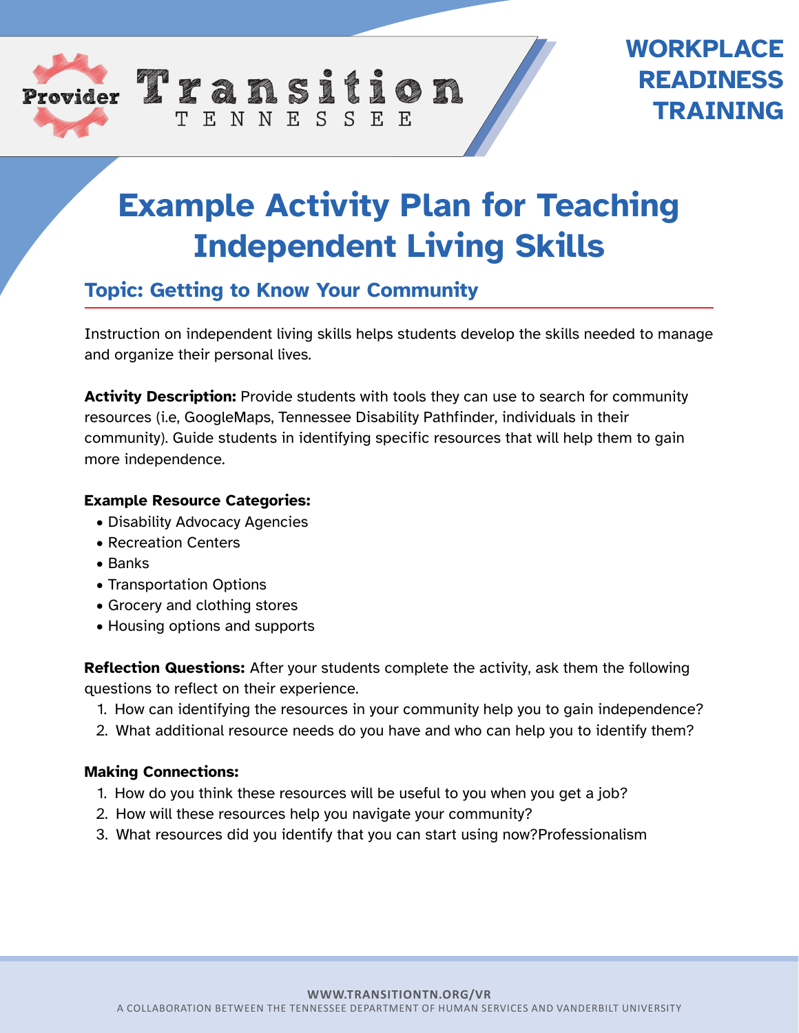Provider Transition TENNESSEE

WORKPLACE READINESS TRAINING

# Example Activity Plan for Teaching Independent Living Skills

## Topic: Getting to Know Your Community

Instruction on independent living skills helps students develop the skills needed to manage and organize their personal lives.

**Activity Description:** Provide students with tools they can use to search for community resources (i.e, GoogleMaps, Tennessee Disability Pathfinder, individuals in their community). Guide students in identifying specific resources that will help them to gain more independence.

**Example Resource Categories:**

- Disability Advocacy Agencies
- Recreation Centers
- Banks
- Transportation Options
- Grocery and clothing stores
- Housing options and supports

**Reflection Questions:** After your students complete the activity, ask them the following questions to reflect on their experience.

1. How can identifying the resources in your community help you to gain independence?
2. What additional resource needs do you have and who can help you to identify them?

**Making Connections:**

1. How do you think these resources will be useful to you when you get a job?
2. How will these resources help you navigate your community?
3. What resources did you identify that you can start using now?Professionalism

WWW.TRANSITIONTN.ORG/VR
A COLLABORATION BETWEEN THE TENNESSEE DEPARTMENT OF HUMAN SERVICES AND VANDERBILT UNIVERSITY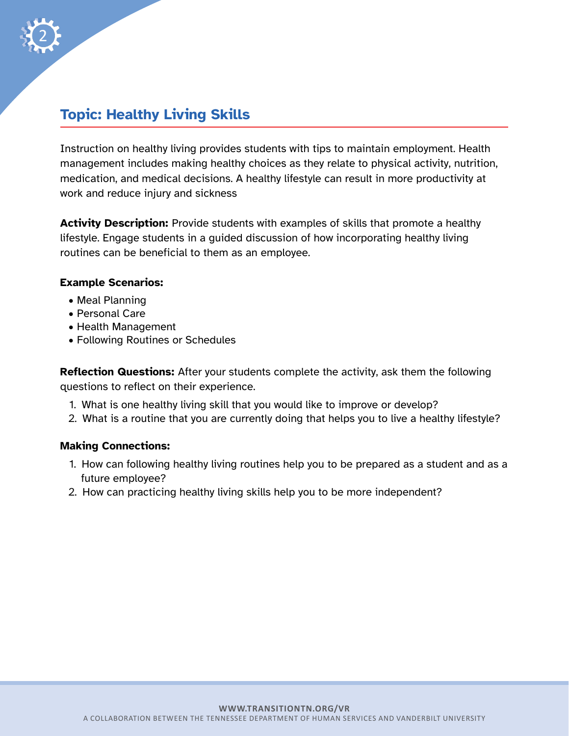## Topic: Healthy Living Skills

Instruction on healthy living provides students with tips to maintain employment. Health management includes making healthy choices as they relate to physical activity, nutrition, medication, and medical decisions. A healthy lifestyle can result in more productivity at work and reduce injury and sickness

**Activity Description:** Provide students with examples of skills that promote a healthy lifestyle. Engage students in a guided discussion of how incorporating healthy living routines can be beneficial to them as an employee.

**Example Scenarios:**

- Meal Planning
- Personal Care
- Health Management
- Following Routines or Schedules

**Reflection Questions:** After your students complete the activity, ask them the following questions to reflect on their experience.

1. What is one healthy living skill that you would like to improve or develop?
2. What is a routine that you are currently doing that helps you to live a healthy lifestyle?

**Making Connections:**

1. How can following healthy living routines help you to be prepared as a student and as a future employee?
2. How can practicing healthy living skills help you to be more independent?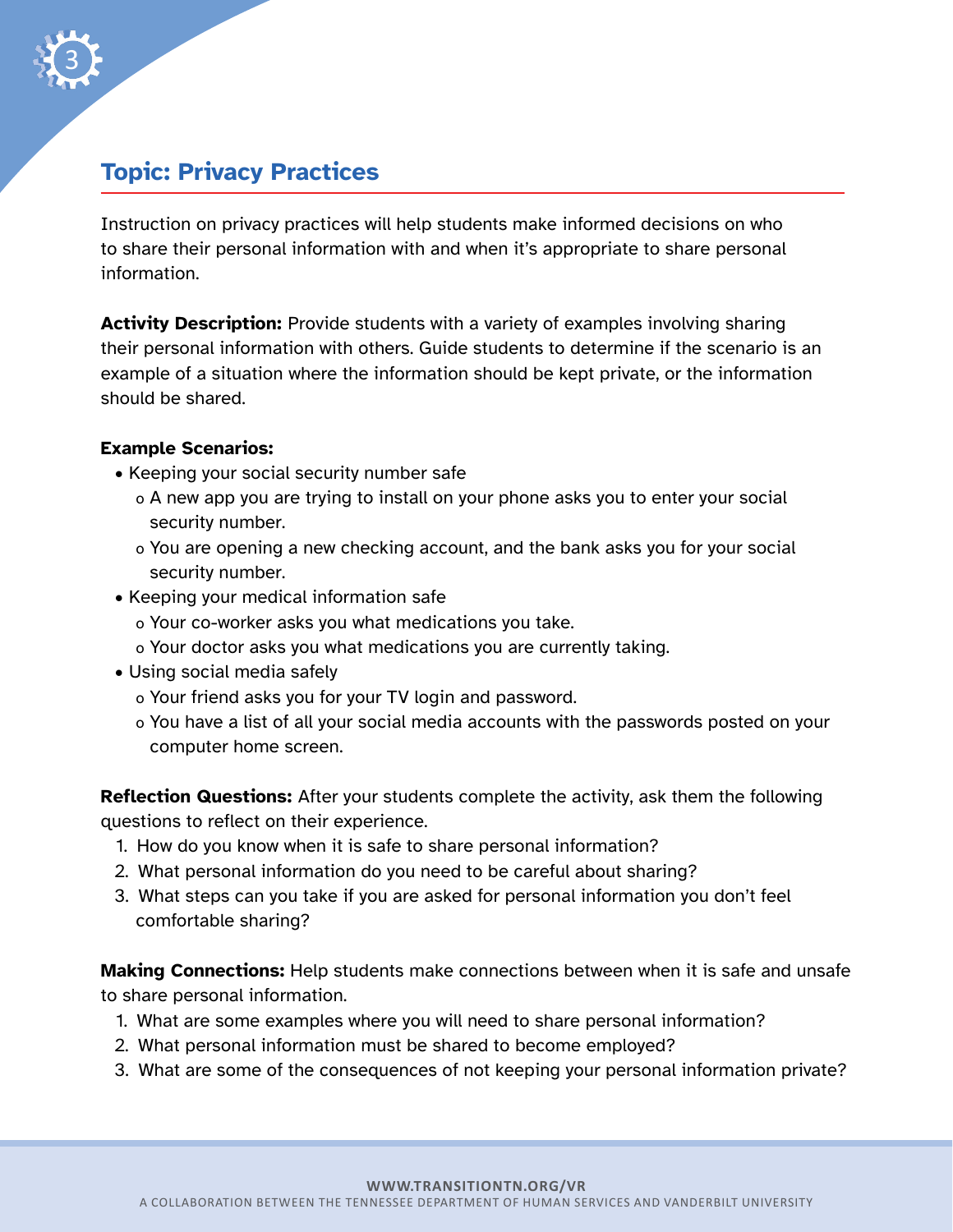## Topic: Privacy Practices

Instruction on privacy practices will help students make informed decisions on who to share their personal information with and when it's appropriate to share personal information.

**Activity Description:** Provide students with a variety of examples involving sharing their personal information with others. Guide students to determine if the scenario is an example of a situation where the information should be kept private, or the information should be shared.

**Example Scenarios:**

- Keeping your social security number safe
  - A new app you are trying to install on your phone asks you to enter your social security number.
  - You are opening a new checking account, and the bank asks you for your social security number.
- Keeping your medical information safe
  - Your co-worker asks you what medications you take.
  - Your doctor asks you what medications you are currently taking.
- Using social media safely
  - Your friend asks you for your TV login and password.
  - You have a list of all your social media accounts with the passwords posted on your computer home screen.

**Reflection Questions:** After your students complete the activity, ask them the following questions to reflect on their experience.

1. How do you know when it is safe to share personal information?
2. What personal information do you need to be careful about sharing?
3. What steps can you take if you are asked for personal information you don't feel comfortable sharing?

**Making Connections:** Help students make connections between when it is safe and unsafe to share personal information.

1. What are some examples where you will need to share personal information?
2. What personal information must be shared to become employed?
3. What are some of the consequences of not keeping your personal information private?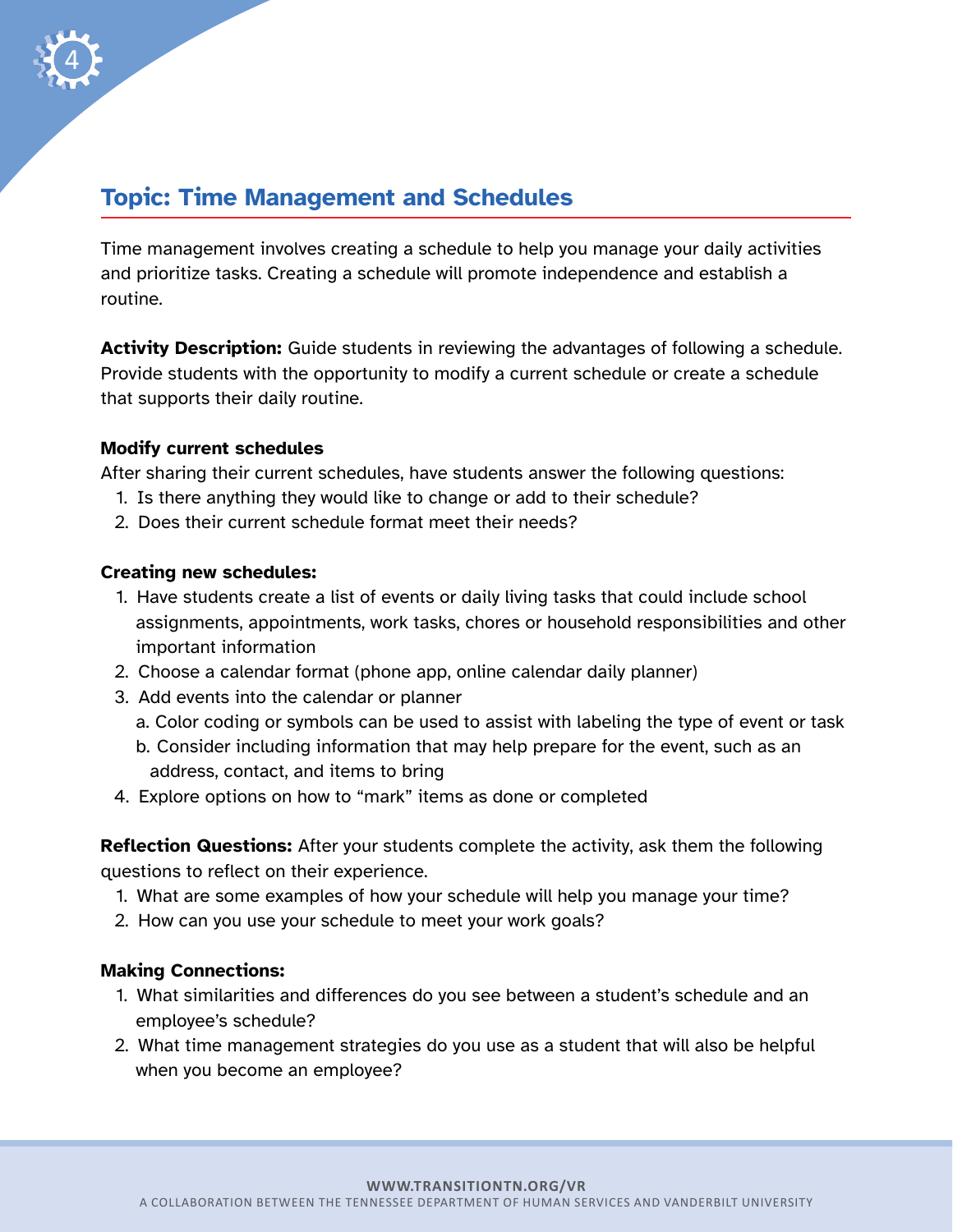## Topic: Time Management and Schedules

Time management involves creating a schedule to help you manage your daily activities and prioritize tasks. Creating a schedule will promote independence and establish a routine.

**Activity Description:** Guide students in reviewing the advantages of following a schedule. Provide students with the opportunity to modify a current schedule or create a schedule that supports their daily routine.

**Modify current schedules**

After sharing their current schedules, have students answer the following questions:

1. Is there anything they would like to change or add to their schedule?
2. Does their current schedule format meet their needs?

**Creating new schedules:**

1. Have students create a list of events or daily living tasks that could include school assignments, appointments, work tasks, chores or household responsibilities and other important information
2. Choose a calendar format (phone app, online calendar daily planner)
3. Add events into the calendar or planner
   a. Color coding or symbols can be used to assist with labeling the type of event or task
   b. Consider including information that may help prepare for the event, such as an address, contact, and items to bring
4. Explore options on how to "mark" items as done or completed

**Reflection Questions:** After your students complete the activity, ask them the following questions to reflect on their experience.

1. What are some examples of how your schedule will help you manage your time?
2. How can you use your schedule to meet your work goals?

**Making Connections:**

1. What similarities and differences do you see between a student's schedule and an employee's schedule?
2. What time management strategies do you use as a student that will also be helpful when you become an employee?